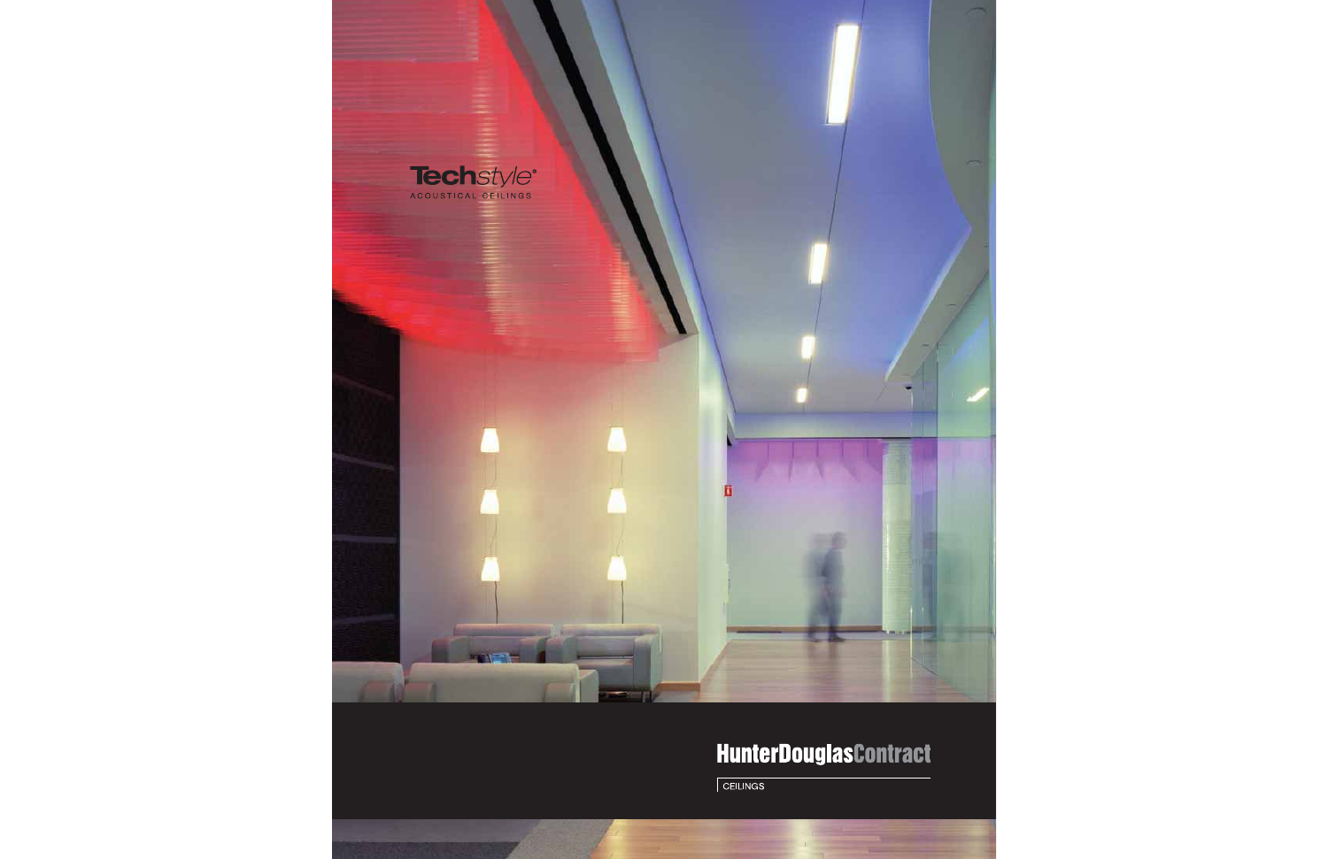# Techstyle®

ACOUSTICAL CEILINGS

HunterDouglasContract

CEILINGS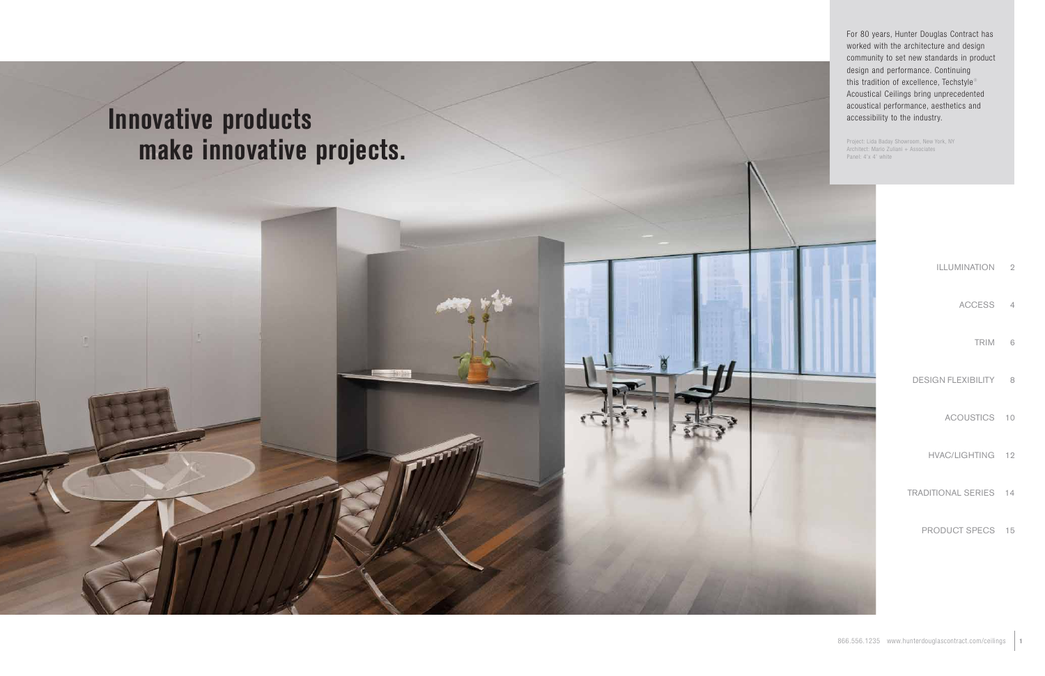# Innovative products make innovative projects.

For 80 years, Hunter Douglas Contract has worked with the architecture and design community to set new standards in product design and performance. Continuing this tradition of excellence, Techstyle® Acoustical Ceilings bring unprecedented acoustical performance, aesthetics and accessibility to the industry.

Project: Lida Baday Showroom, New York, NY
Architect: Mario Zuliani + Associates
Panel: 4' x 4' white

- ILLUMINATION 2
- ACCESS 4
- TRIM 6
- DESIGN FLEXIBILITY 8
- ACOUSTICS 10
- HVAC/LIGHTING 12
- TRADITIONAL SERIES 14
- PRODUCT SPECS 15

866.556.1235 www.hunterdouglascontract.com/ceilings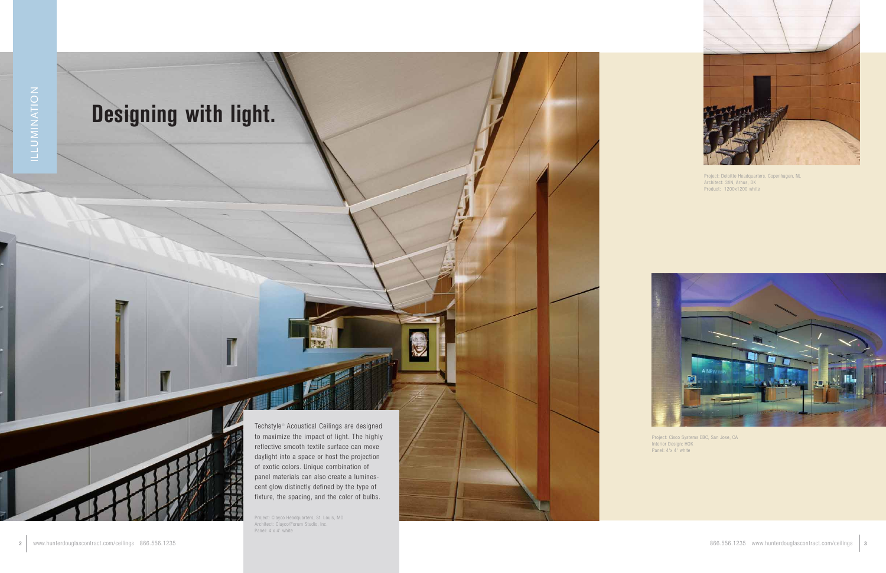ILLUMINATION

# Designing with light.

Techstyle® Acoustical Ceilings are designed to maximize the impact of light. The highly reflective smooth textile surface can move daylight into a space or host the projection of exotic colors. Unique combination of panel materials can also create a luminescent glow distinctly defined by the type of fixture, the spacing, and the color of bulbs.

Project: Clayco Headquarters, St. Louis, MO
Architect: Clayco/Forum Studio, Inc.
Panel: 4'x 4' white

Project: Deloitte Headquarters, Copenhagen, NL
Architect: 3XN, Arhus, DK
Product: 1200x1200 white

Project: Cisco Systems EBC, San Jose, CA
Interior Design: HOK
Panel: 4'x 4' white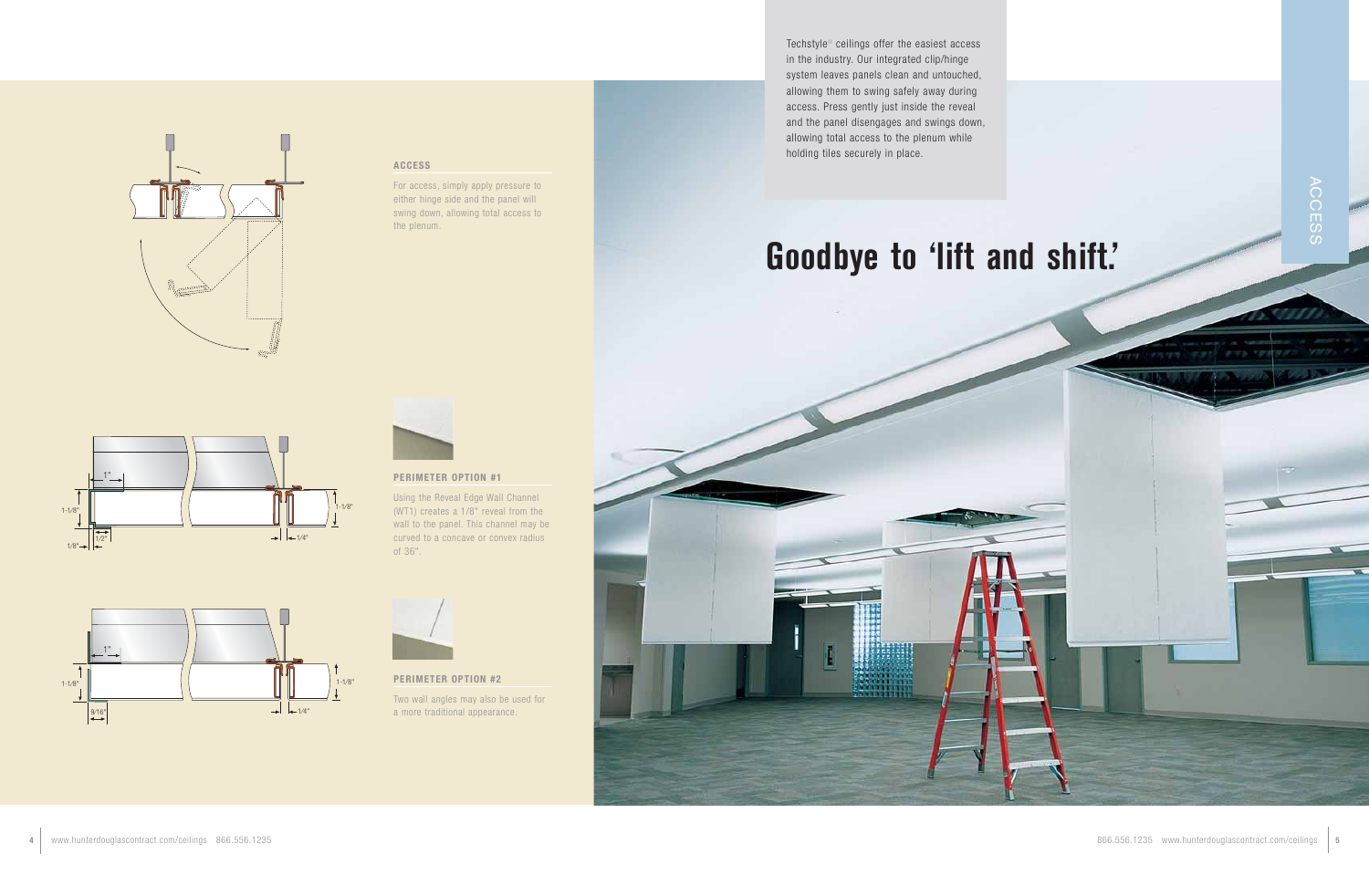Techstyle® ceilings offer the easiest access in the industry. Our integrated clip/hinge system leaves panels clean and untouched, allowing them to swing safely away during access. Press gently just inside the reveal and the panel disengages and swings down, allowing total access to the plenum while holding tiles securely in place.

# Goodbye to 'lift and shift.'

### ACCESS

For access, simply apply pressure to either hinge side and the panel will swing down, allowing total access to the plenum.

### PERIMETER OPTION #1

Using the Reveal Edge Wall Channel (WT1) creates a 1/8" reveal from the wall to the panel. This channel may be curved to a concave or convex radius of 36".

### PERIMETER OPTION #2

Two wall angles may also be used for a more traditional appearance.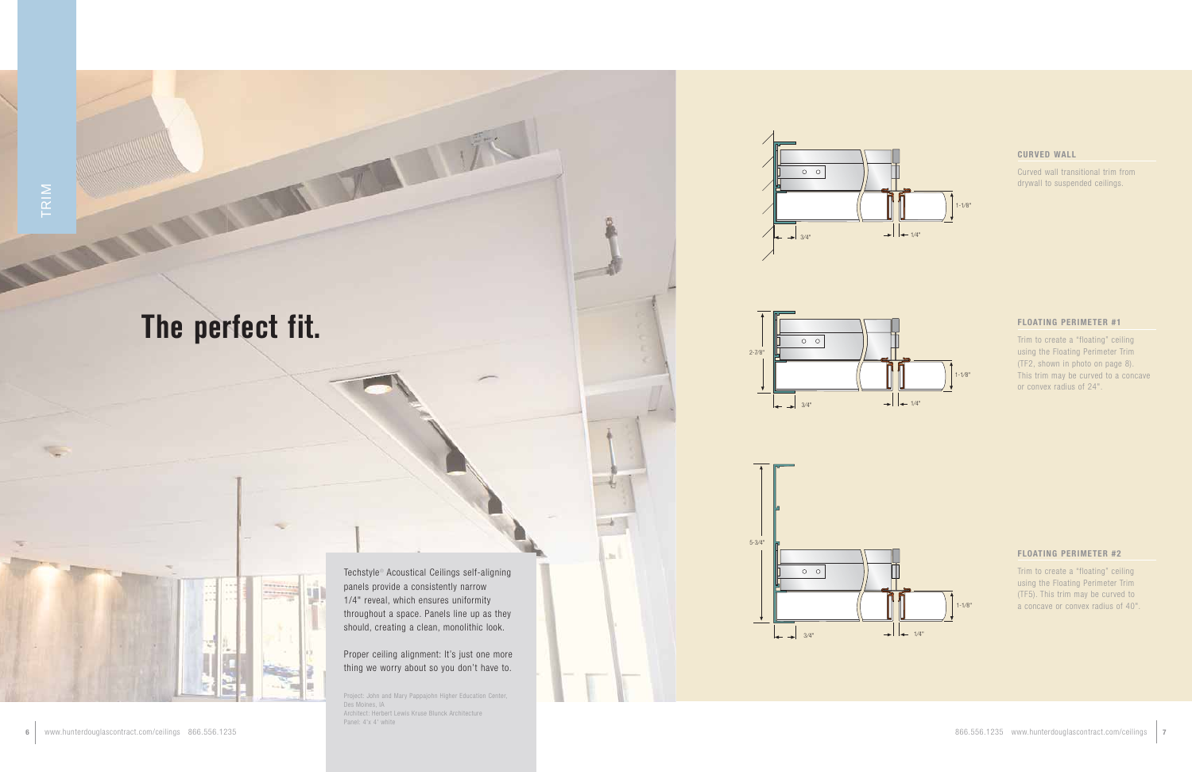TRIM

# The perfect fit.

Techstyle® Acoustical Ceilings self-aligning panels provide a consistently narrow 1/4" reveal, which ensures uniformity throughout a space. Panels line up as they should, creating a clean, monolithic look.

Proper ceiling alignment: It's just one more thing we worry about so you don't have to.

Project: John and Mary Pappajohn Higher Education Center, Des Moines, IA
Architect: Herbert Lewis Kruse Blunck Architecture
Panel: 4'x 4' white

### CURVED WALL

Curved wall transitional trim from drywall to suspended ceilings.

### FLOATING PERIMETER #1

Trim to create a "floating" ceiling using the Floating Perimeter Trim (TF2, shown in photo on page 8). This trim may be curved to a concave or convex radius of 24".

### FLOATING PERIMETER #2

Trim to create a "floating" ceiling using the Floating Perimeter Trim (TF5). This trim may be curved to a concave or convex radius of 40".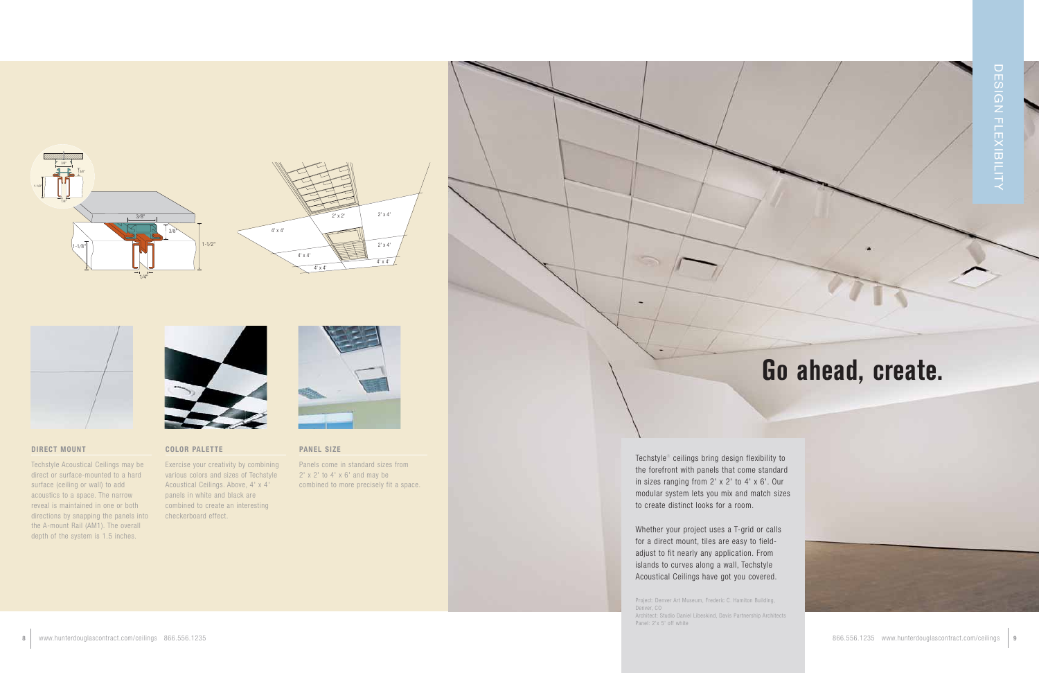# Go ahead, create.

DESIGN FLEXIBILITY

### DIRECT MOUNT

Techstyle Acoustical Ceilings may be direct or surface-mounted to a hard surface (ceiling or wall) to add acoustics to a space. The narrow reveal is maintained in one or both directions by snapping the panels into the A-mount Rail (AM1). The overall depth of the system is 1.5 inches.

### COLOR PALETTE

Exercise your creativity by combining various colors and sizes of Techstyle Acoustical Ceilings. Above, 4' x 4' panels in white and black are combined to create an interesting checkerboard effect.

### PANEL SIZE

Panels come in standard sizes from 2' x 2' to 4' x 6' and may be combined to more precisely fit a space.

Techstyle® ceilings bring design flexibility to the forefront with panels that come standard in sizes ranging from 2' x 2' to 4' x 6'. Our modular system lets you mix and match sizes to create distinct looks for a room.

Whether your project uses a T-grid or calls for a direct mount, tiles are easy to field-adjust to fit nearly any application. From islands to curves along a wall, Techstyle Acoustical Ceilings have got you covered.

Project: Denver Art Museum, Frederic C. Hamilton Building, Denver, CO
Architect: Studio Daniel Libeskind, Davis Partnership Architects
Panel: 2' x 5' off white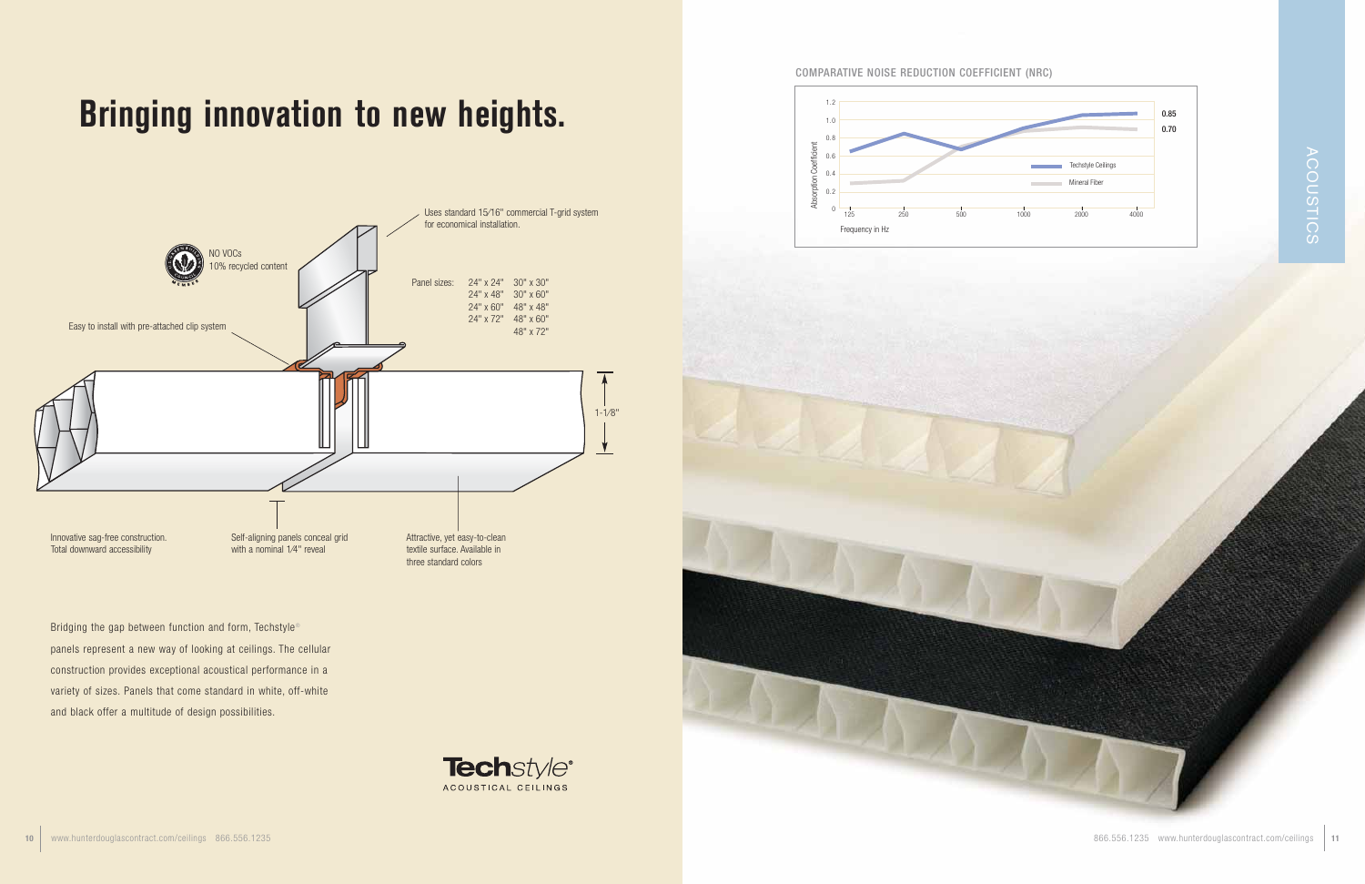# Bringing innovation to new heights.

NO VOCs
10% recycled content

Uses standard 15/16" commercial T-grid system for economical installation.

Easy to install with pre-attached clip system

Panel sizes:

| | |
|---|---|
| 24" x 24" | 30" x 30" |
| 24" x 48" | 30" x 60" |
| 24" x 60" | 48" x 48" |
| 24" x 72" | 48" x 60" |
| | 48" x 72" |

1-1/8"

Innovative sag-free construction. Total downward accessibility

Self-aligning panels conceal grid with a nominal 1/4" reveal

Attractive, yet easy-to-clean textile surface. Available in three standard colors

Bridging the gap between function and form, Techstyle® panels represent a new way of looking at ceilings. The cellular construction provides exceptional acoustical performance in a variety of sizes. Panels that come standard in white, off-white and black offer a multitude of design possibilities.

**Tech**style® ACOUSTICAL CEILINGS

## COMPARATIVE NOISE REDUCTION COEFFICIENT (NRC)

Absorption Coefficient (0–1.2) vs. Frequency in Hz (125, 250, 500, 1000, 2000, 4000)

- Techstyle Ceilings: 0.85
- Mineral Fiber: 0.70

ACOUSTICS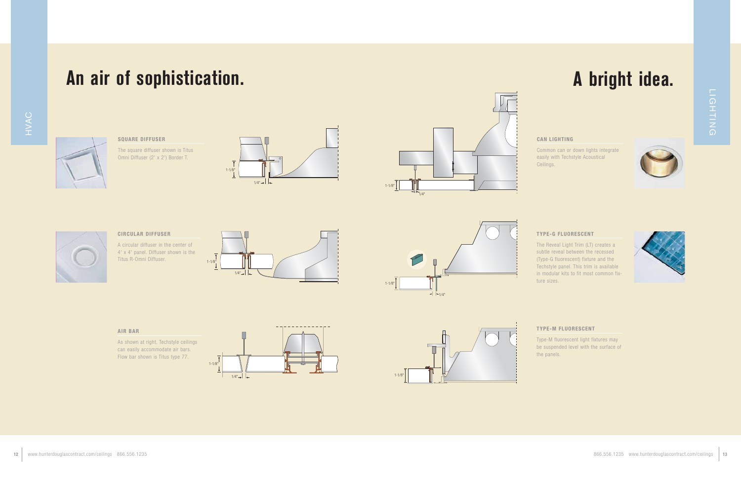# An air of sophistication.

HVAC

### SQUARE DIFFUSER

The square diffuser shown is Titus Omni Diffuser (2' x 2') Border T.

### CIRCULAR DIFFUSER

A circular diffuser in the center of 4' x 4' panel. Diffuser shown is the Titus R-Omni Diffuser.

### AIR BAR

As shown at right, Techstyle ceilings can easily accommodate air bars. Flow bar shown is Titus type 77.

# A bright idea.

LIGHTING

### CAN LIGHTING

Common can or down lights integrate easily with Techstyle Acoustical Ceilings.

### TYPE-G FLUORESCENT

The Reveal Light Trim (LT) creates a subtle reveal between the recessed (Type-G fluorescent) fixture and the Techstyle panel. This trim is available in modular kits to fit most common fixture sizes.

### TYPE-M FLUORESCENT

Type-M fluorescent light fixtures may be suspended level with the surface of the panels.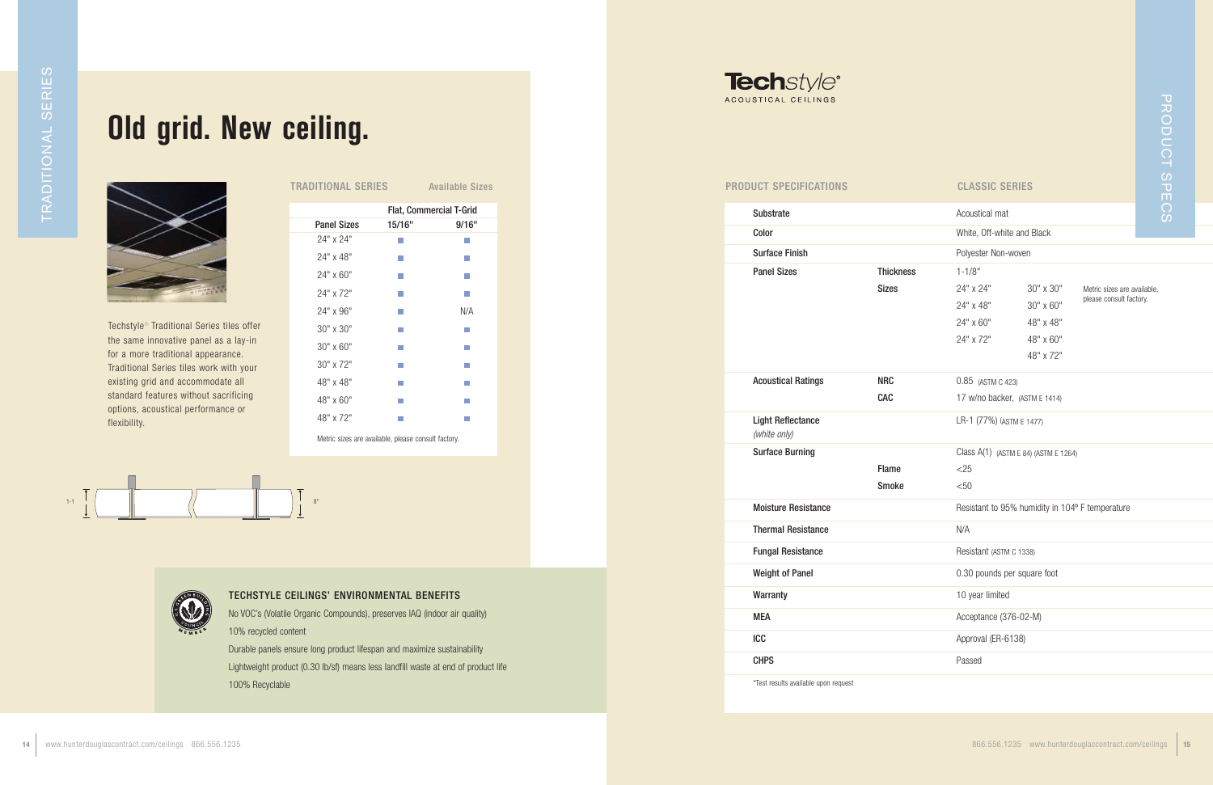TRADITIONAL SERIES

# Old grid. New ceiling.

Techstyle® Traditional Series tiles offer the same innovative panel as a lay-in for a more traditional appearance. Traditional Series tiles work with your existing grid and accommodate all standard features without sacrificing options, acoustical performance or flexibility.

## TRADITIONAL SERIES — Available Sizes

| | Flat, Commercial T-Grid | |
|---|---|---|
| Panel Sizes | 15/16" | 9/16" |
| 24" x 24" | ■ | ■ |
| 24" x 48" | ■ | ■ |
| 24" x 60" | ■ | ■ |
| 24" x 72" | ■ | ■ |
| 24" x 96" | ■ | N/A |
| 30" x 30" | ■ | ■ |
| 30" x 60" | ■ | ■ |
| 30" x 72" | ■ | ■ |
| 48" x 48" | ■ | ■ |
| 48" x 60" | ■ | ■ |
| 48" x 72" | ■ | ■ |

Metric sizes are available, please consult factory.

1-1 8"

### TECHSTYLE CEILINGS' ENVIRONMENTAL BENEFITS

No VOC's (Volatile Organic Compounds), preserves IAQ (indoor air quality)

10% recycled content

Durable panels ensure long product lifespan and maximize sustainability

Lightweight product (0.30 lb/sf) means less landfill waste at end of product life

100% Recyclable

**Tech***style*® ACOUSTICAL CEILINGS

PRODUCT SPECS

## PRODUCT SPECIFICATIONS — CLASSIC SERIES

| | | CLASSIC SERIES | | |
|---|---|---|---|---|
| **Substrate** | | Acoustical mat | | |
| **Color** | | White, Off-white and Black | | |
| **Surface Finish** | | Polyester Non-woven | | |
| **Panel Sizes** | **Thickness** | 1-1/8" | | |
| | **Sizes** | 24" x 24" | 30" x 30" | Metric sizes are available, please consult factory. |
| | | 24" x 48" | 30" x 60" | |
| | | 24" x 60" | 48" x 48" | |
| | | 24" x 72" | 48" x 60" | |
| | | | 48" x 72" | |
| **Acoustical Ratings** | **NRC** | 0.85 (ASTM C 423) | | |
| | **CAC** | 17 w/no backer, (ASTM E 1414) | | |
| **Light Reflectance** *(white only)* | | LR-1 (77%) (ASTM E 1477) | | |
| **Surface Burning** | | Class A(1) (ASTM E 84) (ASTM E 1264) | | |
| | **Flame** | <25 | | |
| | **Smoke** | <50 | | |
| **Moisture Resistance** | | Resistant to 95% humidity in 104º F temperature | | |
| **Thermal Resistance** | | N/A | | |
| **Fungal Resistance** | | Resistant (ASTM C 1338) | | |
| **Weight of Panel** | | 0.30 pounds per square foot | | |
| **Warranty** | | 10 year limited | | |
| **MEA** | | Acceptance (376-02-M) | | |
| **ICC** | | Approval (ER-6138) | | |
| **CHPS** | | Passed | | |

*Test results available upon request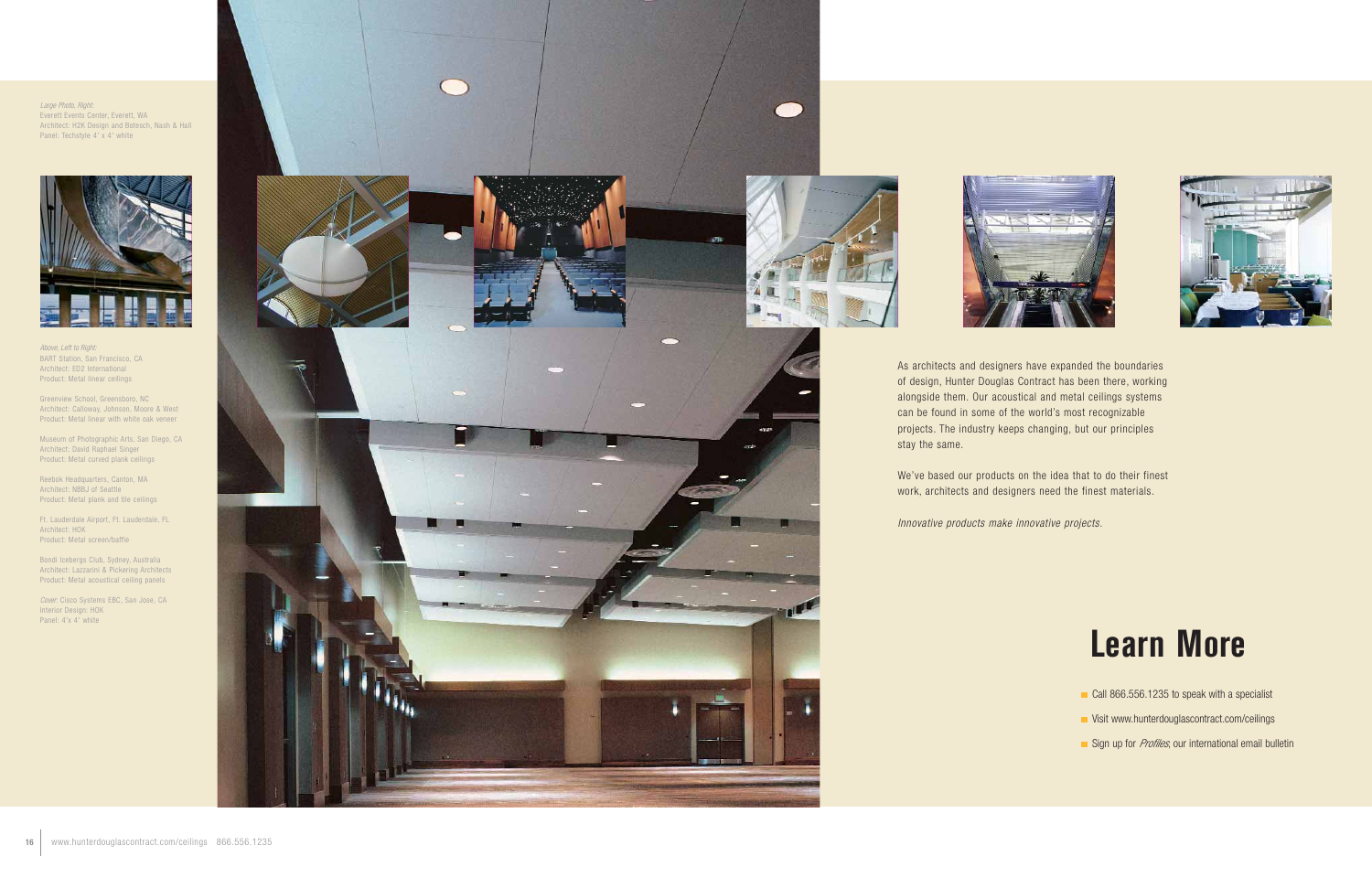*Large Photo, Right:*
Everett Events Center, Everett, WA
Architect: H2K Design and Botesch, Nash & Hall
Panel: Techstyle 4' x 4' white

*Above, Left to Right:*
BART Station, San Francisco, CA
Architect: ED2 International
Product: Metal linear ceilings

Greenview School, Greensboro, NC
Architect: Calloway, Johnson, Moore & West
Product: Metal linear with white oak veneer

Museum of Photographic Arts, San Diego, CA
Architect: David Raphael Singer
Product: Metal curved plank ceilings

Reebok Headquarters, Canton, MA
Architect: NBBJ of Seattle
Product: Metal plank and tile ceilings

Ft. Lauderdale Airport, Ft. Lauderdale, FL
Architect: HOK
Product: Metal screen/baffle

Bondi Icebergs Club, Sydney, Australia
Architect: Lazzarini & Pickering Architects
Product: Metal acoustical ceiling panels

*Cover:* Cisco Systems EBC, San Jose, CA
Interior Design: HOK
Panel: 4'x 4' white

As architects and designers have expanded the boundaries of design, Hunter Douglas Contract has been there, working alongside them. Our acoustical and metal ceilings systems can be found in some of the world's most recognizable projects. The industry keeps changing, but our principles stay the same.

We've based our products on the idea that to do their finest work, architects and designers need the finest materials.

*Innovative products make innovative projects.*

# Learn More

- Call 866.556.1235 to speak with a specialist
- Visit www.hunterdouglascontract.com/ceilings
- Sign up for *Profiles*, our international email bulletin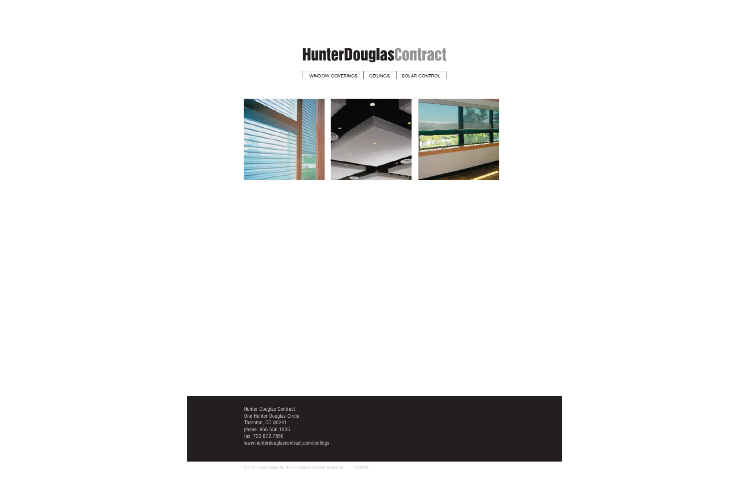# HunterDouglasContract

WINDOW COVERINGS | CEILINGS | SOLAR CONTROL

Hunter Douglas Contract
One Hunter Douglas Circle
Thornton, CO 80241
phone: 866.556.1235
fax: 720.872.7850
www.hunterdouglascontract.com/ceilings

©2006 Hunter Douglas Inc.® is a trademark of Hunter Douglas Inc. #TSMC03